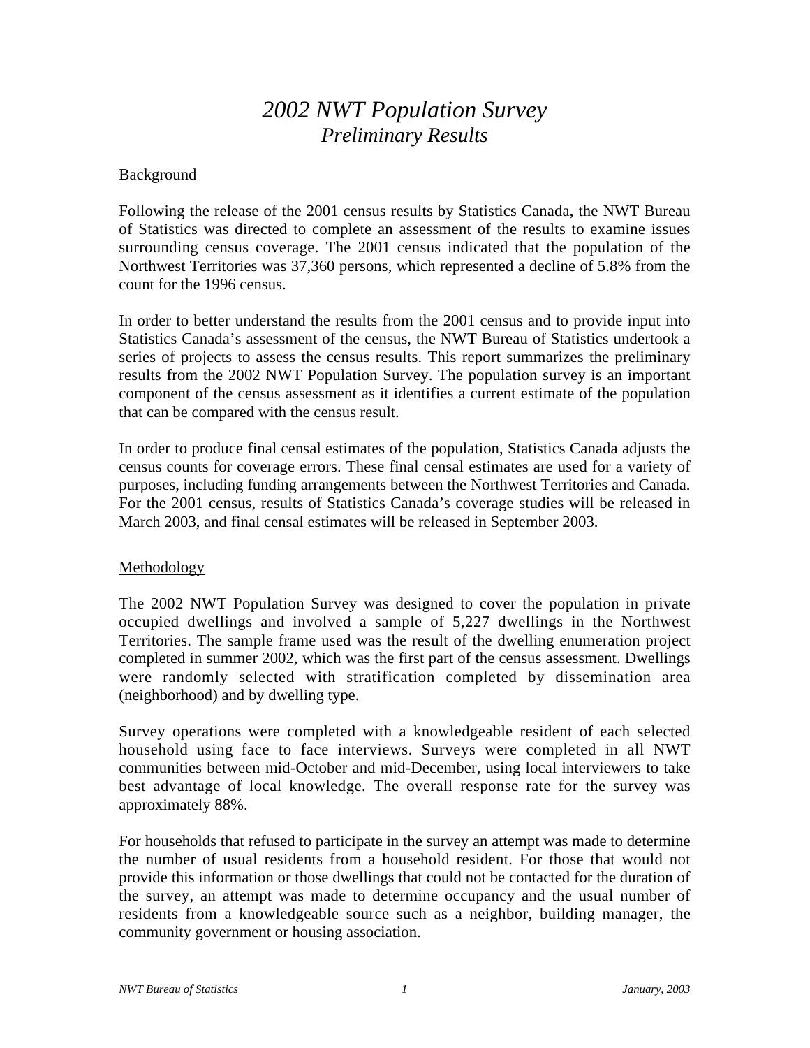# *2002 NWT Population Survey*
## *Preliminary Results*

Background

Following the release of the 2001 census results by Statistics Canada, the NWT Bureau of Statistics was directed to complete an assessment of the results to examine issues surrounding census coverage. The 2001 census indicated that the population of the Northwest Territories was 37,360 persons, which represented a decline of 5.8% from the count for the 1996 census.

In order to better understand the results from the 2001 census and to provide input into Statistics Canada's assessment of the census, the NWT Bureau of Statistics undertook a series of projects to assess the census results. This report summarizes the preliminary results from the 2002 NWT Population Survey. The population survey is an important component of the census assessment as it identifies a current estimate of the population that can be compared with the census result.

In order to produce final censal estimates of the population, Statistics Canada adjusts the census counts for coverage errors. These final censal estimates are used for a variety of purposes, including funding arrangements between the Northwest Territories and Canada. For the 2001 census, results of Statistics Canada's coverage studies will be released in March 2003, and final censal estimates will be released in September 2003.

Methodology

The 2002 NWT Population Survey was designed to cover the population in private occupied dwellings and involved a sample of 5,227 dwellings in the Northwest Territories. The sample frame used was the result of the dwelling enumeration project completed in summer 2002, which was the first part of the census assessment. Dwellings were randomly selected with stratification completed by dissemination area (neighborhood) and by dwelling type.

Survey operations were completed with a knowledgeable resident of each selected household using face to face interviews. Surveys were completed in all NWT communities between mid-October and mid-December, using local interviewers to take best advantage of local knowledge. The overall response rate for the survey was approximately 88%.

For households that refused to participate in the survey an attempt was made to determine the number of usual residents from a household resident. For those that would not provide this information or those dwellings that could not be contacted for the duration of the survey, an attempt was made to determine occupancy and the usual number of residents from a knowledgeable source such as a neighbor, building manager, the community government or housing association.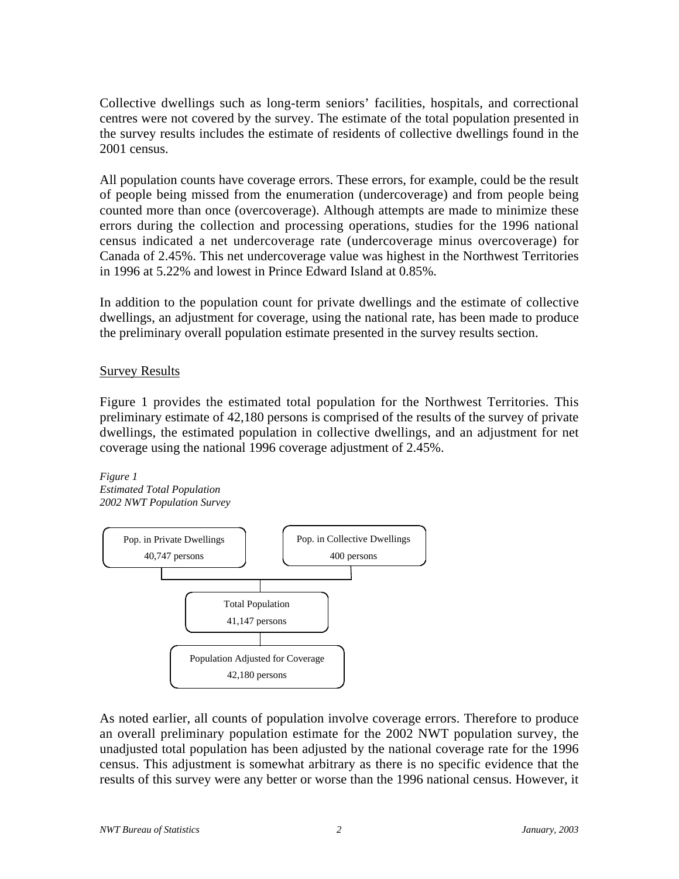Collective dwellings such as long-term seniors' facilities, hospitals, and correctional centres were not covered by the survey. The estimate of the total population presented in the survey results includes the estimate of residents of collective dwellings found in the 2001 census.

All population counts have coverage errors. These errors, for example, could be the result of people being missed from the enumeration (undercoverage) and from people being counted more than once (overcoverage). Although attempts are made to minimize these errors during the collection and processing operations, studies for the 1996 national census indicated a net undercoverage rate (undercoverage minus overcoverage) for Canada of 2.45%. This net undercoverage value was highest in the Northwest Territories in 1996 at 5.22% and lowest in Prince Edward Island at 0.85%.

In addition to the population count for private dwellings and the estimate of collective dwellings, an adjustment for coverage, using the national rate, has been made to produce the preliminary overall population estimate presented in the survey results section.

## Survey Results

Figure 1 provides the estimated total population for the Northwest Territories. This preliminary estimate of 42,180 persons is comprised of the results of the survey of private dwellings, the estimated population in collective dwellings, and an adjustment for net coverage using the national 1996 coverage adjustment of 2.45%.

*Figure 1*
*Estimated Total Population*
*2002 NWT Population Survey*

Pop. in Private Dwellings
40,747 persons

Pop. in Collective Dwellings
400 persons

Total Population
41,147 persons

Population Adjusted for Coverage
42,180 persons

As noted earlier, all counts of population involve coverage errors. Therefore to produce an overall preliminary population estimate for the 2002 NWT population survey, the unadjusted total population has been adjusted by the national coverage rate for the 1996 census. This adjustment is somewhat arbitrary as there is no specific evidence that the results of this survey were any better or worse than the 1996 national census. However, it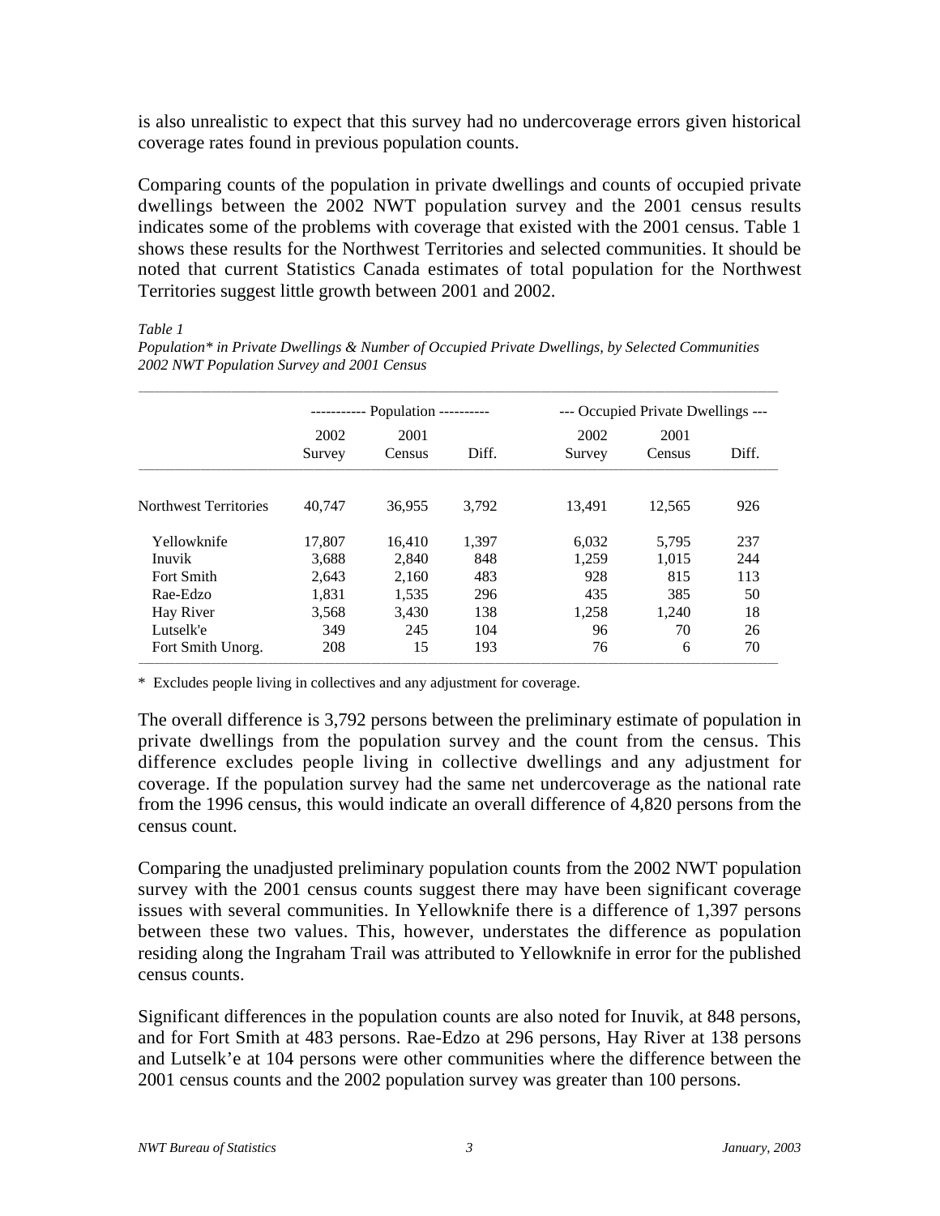is also unrealistic to expect that this survey had no undercoverage errors given historical coverage rates found in previous population counts.

Comparing counts of the population in private dwellings and counts of occupied private dwellings between the 2002 NWT population survey and the 2001 census results indicates some of the problems with coverage that existed with the 2001 census. Table 1 shows these results for the Northwest Territories and selected communities. It should be noted that current Statistics Canada estimates of total population for the Northwest Territories suggest little growth between 2001 and 2002.

*Table 1*
*Population* in Private Dwellings & Number of Occupied Private Dwellings, by Selected Communities*
*2002 NWT Population Survey and 2001 Census*

| | Population | | | Occupied Private Dwellings | | |
|---|---|---|---|---|---|---|
| | 2002 Survey | 2001 Census | Diff. | 2002 Survey | 2001 Census | Diff. |
| Northwest Territories | 40,747 | 36,955 | 3,792 | 13,491 | 12,565 | 926 |
| Yellowknife | 17,807 | 16,410 | 1,397 | 6,032 | 5,795 | 237 |
| Inuvik | 3,688 | 2,840 | 848 | 1,259 | 1,015 | 244 |
| Fort Smith | 2,643 | 2,160 | 483 | 928 | 815 | 113 |
| Rae-Edzo | 1,831 | 1,535 | 296 | 435 | 385 | 50 |
| Hay River | 3,568 | 3,430 | 138 | 1,258 | 1,240 | 18 |
| Lutselk'e | 349 | 245 | 104 | 96 | 70 | 26 |
| Fort Smith Unorg. | 208 | 15 | 193 | 76 | 6 | 70 |

* Excludes people living in collectives and any adjustment for coverage.

The overall difference is 3,792 persons between the preliminary estimate of population in private dwellings from the population survey and the count from the census. This difference excludes people living in collective dwellings and any adjustment for coverage. If the population survey had the same net undercoverage as the national rate from the 1996 census, this would indicate an overall difference of 4,820 persons from the census count.

Comparing the unadjusted preliminary population counts from the 2002 NWT population survey with the 2001 census counts suggest there may have been significant coverage issues with several communities. In Yellowknife there is a difference of 1,397 persons between these two values. This, however, understates the difference as population residing along the Ingraham Trail was attributed to Yellowknife in error for the published census counts.

Significant differences in the population counts are also noted for Inuvik, at 848 persons, and for Fort Smith at 483 persons. Rae-Edzo at 296 persons, Hay River at 138 persons and Lutselk'e at 104 persons were other communities where the difference between the 2001 census counts and the 2002 population survey was greater than 100 persons.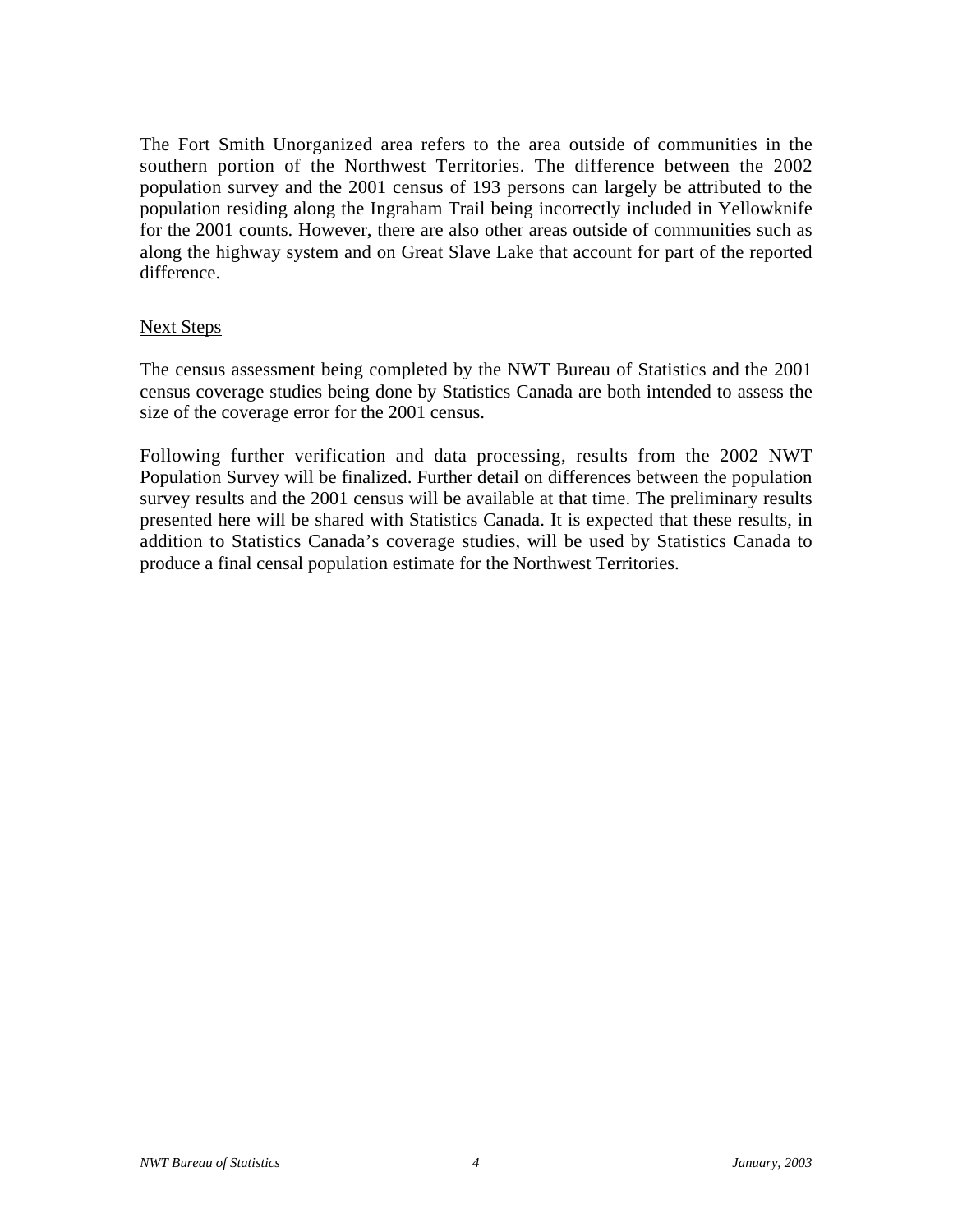The Fort Smith Unorganized area refers to the area outside of communities in the southern portion of the Northwest Territories. The difference between the 2002 population survey and the 2001 census of 193 persons can largely be attributed to the population residing along the Ingraham Trail being incorrectly included in Yellowknife for the 2001 counts. However, there are also other areas outside of communities such as along the highway system and on Great Slave Lake that account for part of the reported difference.

## Next Steps

The census assessment being completed by the NWT Bureau of Statistics and the 2001 census coverage studies being done by Statistics Canada are both intended to assess the size of the coverage error for the 2001 census.

Following further verification and data processing, results from the 2002 NWT Population Survey will be finalized. Further detail on differences between the population survey results and the 2001 census will be available at that time. The preliminary results presented here will be shared with Statistics Canada. It is expected that these results, in addition to Statistics Canada's coverage studies, will be used by Statistics Canada to produce a final censal population estimate for the Northwest Territories.